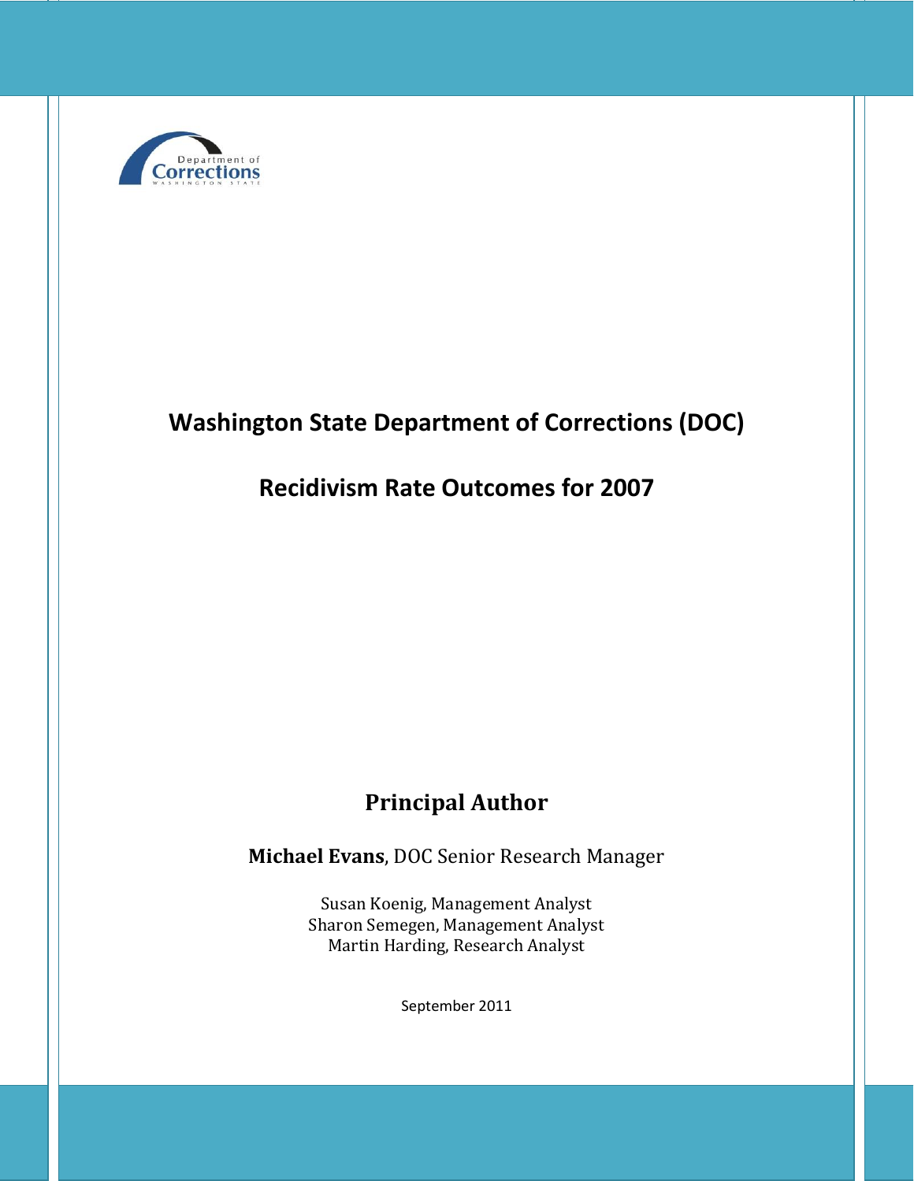# Washington State Department of Corrections (DOC)

# Recidivism Rate Outcomes for 2007

## Principal Author

**Michael Evans**, DOC Senior Research Manager

Susan Koenig, Management Analyst
Sharon Semegen, Management Analyst
Martin Harding, Research Analyst

September 2011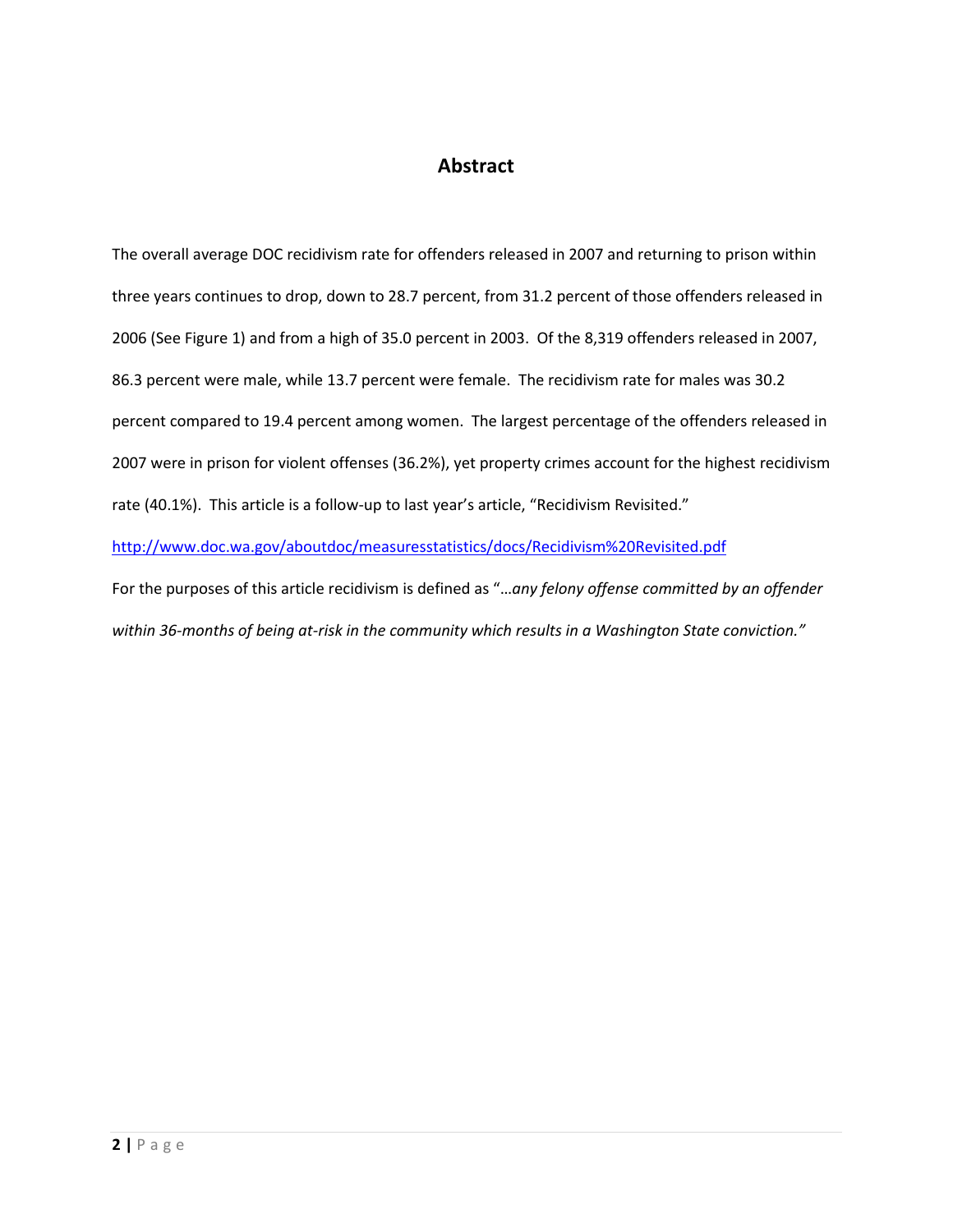# Abstract

The overall average DOC recidivism rate for offenders released in 2007 and returning to prison within three years continues to drop, down to 28.7 percent, from 31.2 percent of those offenders released in 2006 (See Figure 1) and from a high of 35.0 percent in 2003. Of the 8,319 offenders released in 2007, 86.3 percent were male, while 13.7 percent were female. The recidivism rate for males was 30.2 percent compared to 19.4 percent among women. The largest percentage of the offenders released in 2007 were in prison for violent offenses (36.2%), yet property crimes account for the highest recidivism rate (40.1%). This article is a follow-up to last year's article, "Recidivism Revisited."

http://www.doc.wa.gov/aboutdoc/measuresstatistics/docs/Recidivism%20Revisited.pdf

For the purposes of this article recidivism is defined as "*…any felony offense committed by an offender within 36-months of being at-risk in the community which results in a Washington State conviction."*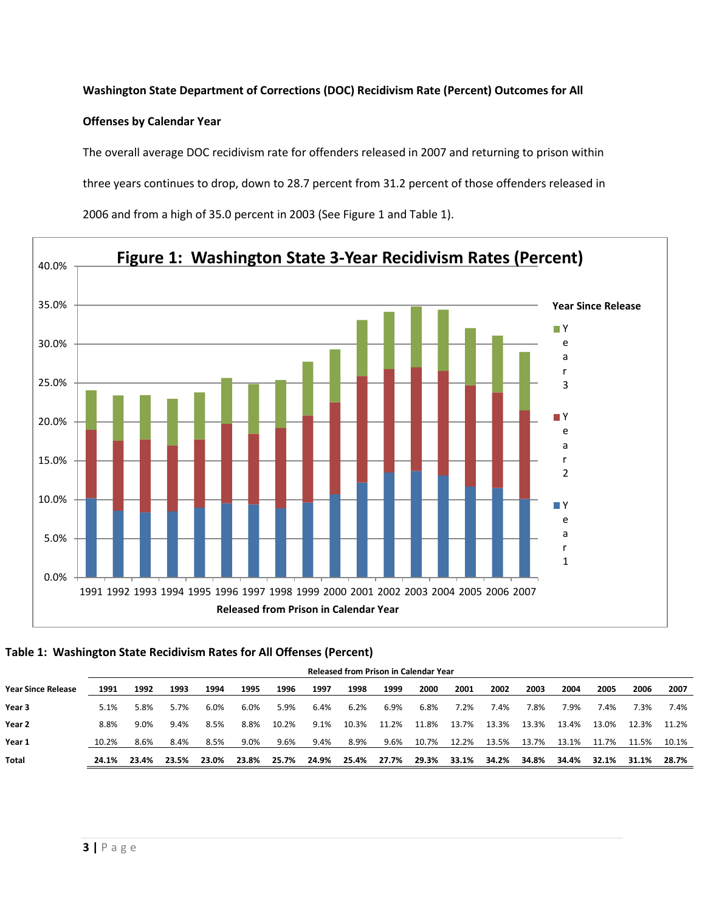**Washington State Department of Corrections (DOC) Recidivism Rate (Percent) Outcomes for All Offenses by Calendar Year**

The overall average DOC recidivism rate for offenders released in 2007 and returning to prison within three years continues to drop, down to 28.7 percent from 31.2 percent of those offenders released in 2006 and from a high of 35.0 percent in 2003 (See Figure 1 and Table 1).

**Figure 1: Washington State 3-Year Recidivism Rates (Percent)**

**Table 1: Washington State Recidivism Rates for All Offenses (Percent)**

| | **Released from Prison in Calendar Year** | | | | | | | | | | | | | | | | |
|---|---|---|---|---|---|---|---|---|---|---|---|---|---|---|---|---|---|
| **Year Since Release** | **1991** | **1992** | **1993** | **1994** | **1995** | **1996** | **1997** | **1998** | **1999** | **2000** | **2001** | **2002** | **2003** | **2004** | **2005** | **2006** | **2007** |
| **Year 3** | 5.1% | 5.8% | 5.7% | 6.0% | 6.0% | 5.9% | 6.4% | 6.2% | 6.9% | 6.8% | 7.2% | 7.4% | 7.8% | 7.9% | 7.4% | 7.3% | 7.4% |
| **Year 2** | 8.8% | 9.0% | 9.4% | 8.5% | 8.8% | 10.2% | 9.1% | 10.3% | 11.2% | 11.8% | 13.7% | 13.3% | 13.3% | 13.4% | 13.0% | 12.3% | 11.2% |
| **Year 1** | 10.2% | 8.6% | 8.4% | 8.5% | 9.0% | 9.6% | 9.4% | 8.9% | 9.6% | 10.7% | 12.2% | 13.5% | 13.7% | 13.1% | 11.7% | 11.5% | 10.1% |
| **Total** | **24.1%** | **23.4%** | **23.5%** | **23.0%** | **23.8%** | **25.7%** | **24.9%** | **25.4%** | **27.7%** | **29.3%** | **33.1%** | **34.2%** | **34.8%** | **34.4%** | **32.1%** | **31.1%** | **28.7%** |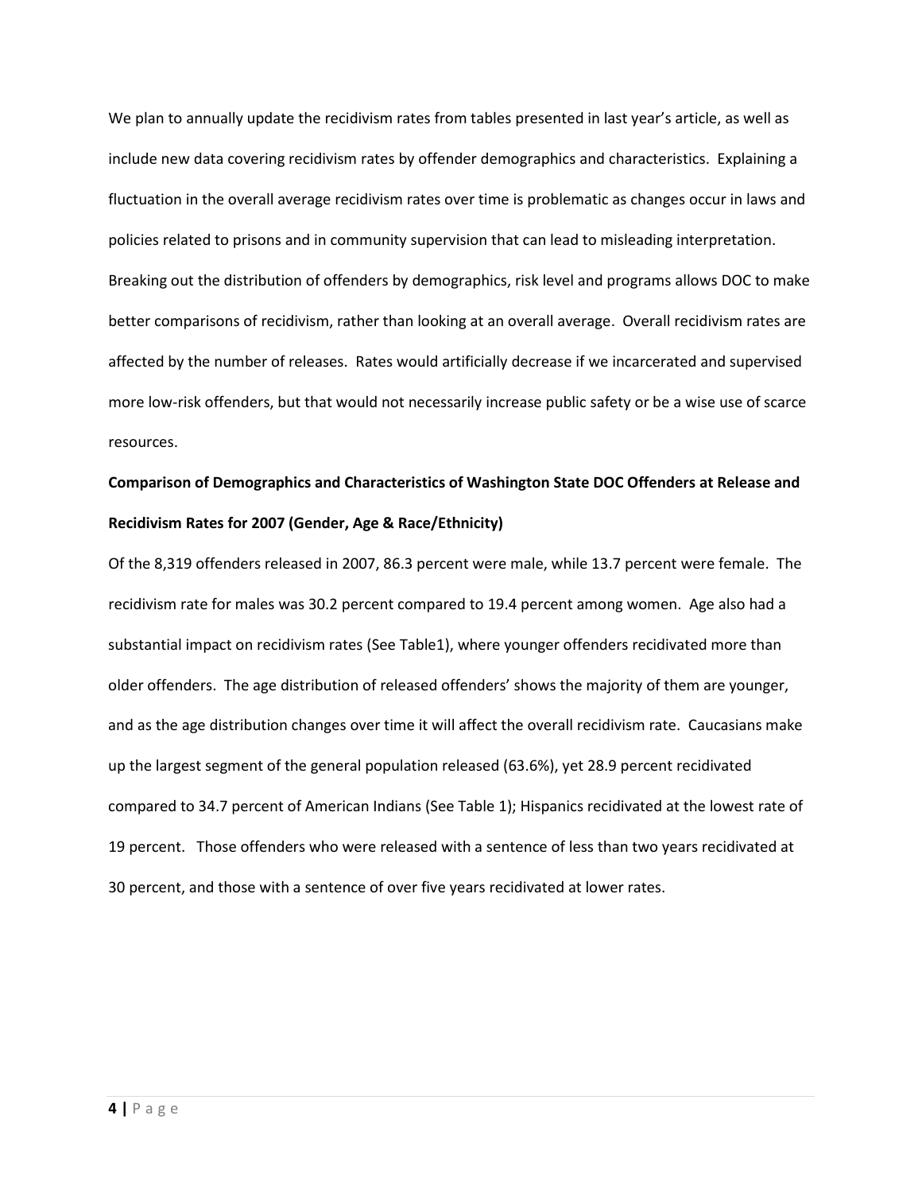We plan to annually update the recidivism rates from tables presented in last year's article, as well as include new data covering recidivism rates by offender demographics and characteristics. Explaining a fluctuation in the overall average recidivism rates over time is problematic as changes occur in laws and policies related to prisons and in community supervision that can lead to misleading interpretation. Breaking out the distribution of offenders by demographics, risk level and programs allows DOC to make better comparisons of recidivism, rather than looking at an overall average. Overall recidivism rates are affected by the number of releases. Rates would artificially decrease if we incarcerated and supervised more low-risk offenders, but that would not necessarily increase public safety or be a wise use of scarce resources.

**Comparison of Demographics and Characteristics of Washington State DOC Offenders at Release and Recidivism Rates for 2007 (Gender, Age & Race/Ethnicity)**

Of the 8,319 offenders released in 2007, 86.3 percent were male, while 13.7 percent were female. The recidivism rate for males was 30.2 percent compared to 19.4 percent among women. Age also had a substantial impact on recidivism rates (See Table1), where younger offenders recidivated more than older offenders. The age distribution of released offenders' shows the majority of them are younger, and as the age distribution changes over time it will affect the overall recidivism rate. Caucasians make up the largest segment of the general population released (63.6%), yet 28.9 percent recidivated compared to 34.7 percent of American Indians (See Table 1); Hispanics recidivated at the lowest rate of 19 percent. Those offenders who were released with a sentence of less than two years recidivated at 30 percent, and those with a sentence of over five years recidivated at lower rates.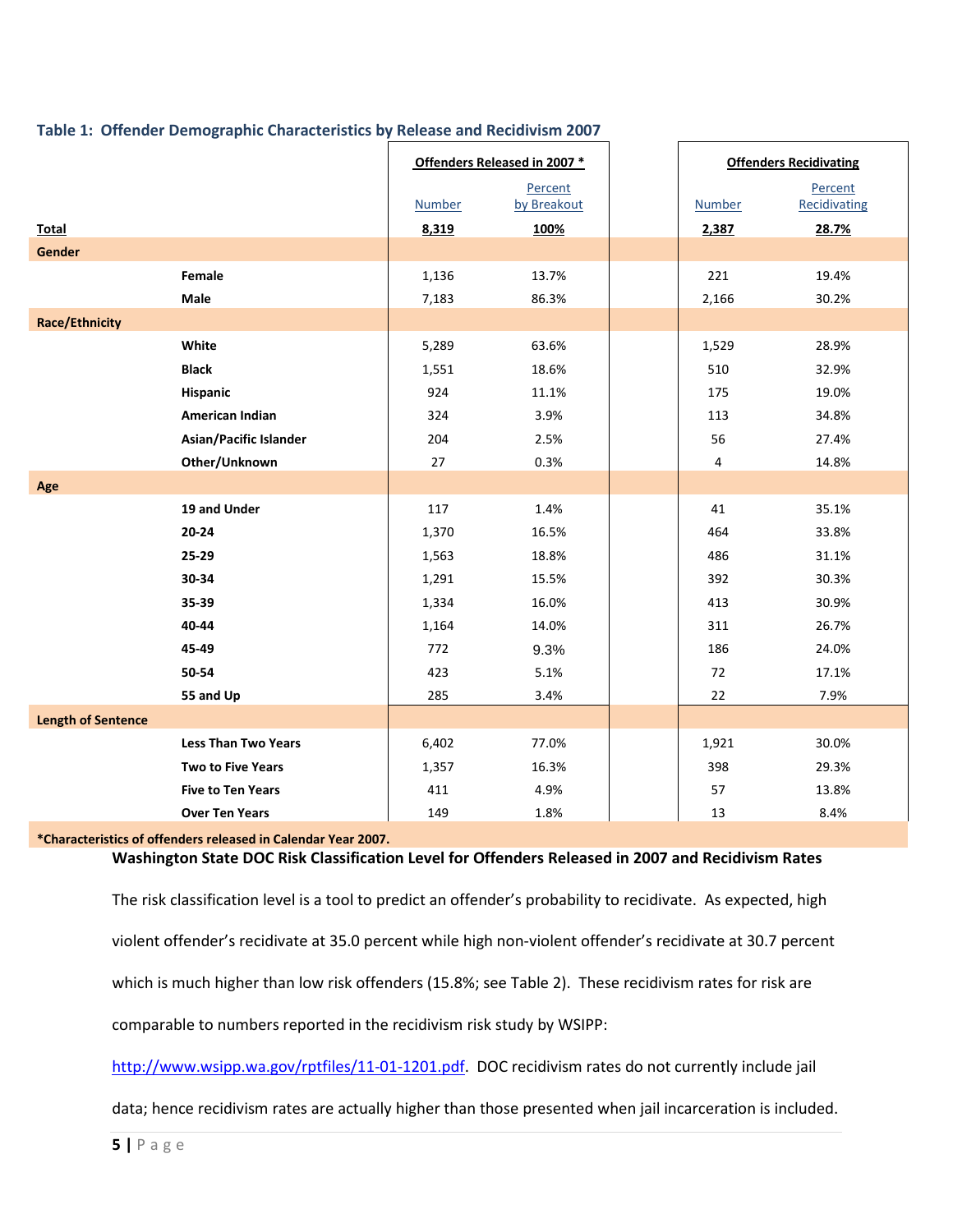**Table 1: Offender Demographic Characteristics by Release and Recidivism 2007**

| | | Offenders Released in 2007 * | | Offenders Recidivating | |
|---|---|---|---|---|---|
| | | Number | Percent by Breakout | Number | Percent Recidivating |
| **Total** | | **8,319** | **100%** | **2,387** | **28.7%** |
| **Gender** | | | | | |
| | **Female** | 1,136 | 13.7% | 221 | 19.4% |
| | **Male** | 7,183 | 86.3% | 2,166 | 30.2% |
| **Race/Ethnicity** | | | | | |
| | **White** | 5,289 | 63.6% | 1,529 | 28.9% |
| | **Black** | 1,551 | 18.6% | 510 | 32.9% |
| | **Hispanic** | 924 | 11.1% | 175 | 19.0% |
| | **American Indian** | 324 | 3.9% | 113 | 34.8% |
| | **Asian/Pacific Islander** | 204 | 2.5% | 56 | 27.4% |
| | **Other/Unknown** | 27 | 0.3% | 4 | 14.8% |
| **Age** | | | | | |
| | **19 and Under** | 117 | 1.4% | 41 | 35.1% |
| | **20-24** | 1,370 | 16.5% | 464 | 33.8% |
| | **25-29** | 1,563 | 18.8% | 486 | 31.1% |
| | **30-34** | 1,291 | 15.5% | 392 | 30.3% |
| | **35-39** | 1,334 | 16.0% | 413 | 30.9% |
| | **40-44** | 1,164 | 14.0% | 311 | 26.7% |
| | **45-49** | 772 | 9.3% | 186 | 24.0% |
| | **50-54** | 423 | 5.1% | 72 | 17.1% |
| | **55 and Up** | 285 | 3.4% | 22 | 7.9% |
| **Length of Sentence** | | | | | |
| | **Less Than Two Years** | 6,402 | 77.0% | 1,921 | 30.0% |
| | **Two to Five Years** | 1,357 | 16.3% | 398 | 29.3% |
| | **Five to Ten Years** | 411 | 4.9% | 57 | 13.8% |
| | **Over Ten Years** | 149 | 1.8% | 13 | 8.4% |

***Characteristics of offenders released in Calendar Year 2007.**

**Washington State DOC Risk Classification Level for Offenders Released in 2007 and Recidivism Rates**

The risk classification level is a tool to predict an offender's probability to recidivate. As expected, high violent offender's recidivate at 35.0 percent while high non-violent offender's recidivate at 30.7 percent which is much higher than low risk offenders (15.8%; see Table 2). These recidivism rates for risk are comparable to numbers reported in the recidivism risk study by WSIPP: http://www.wsipp.wa.gov/rptfiles/11-01-1201.pdf. DOC recidivism rates do not currently include jail data; hence recidivism rates are actually higher than those presented when jail incarceration is included.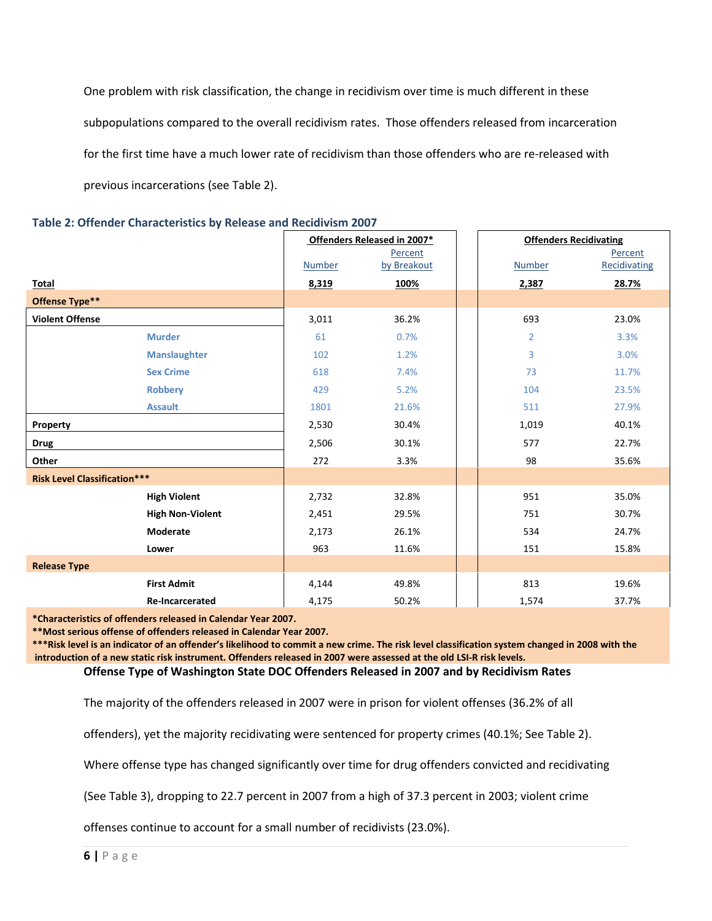One problem with risk classification, the change in recidivism over time is much different in these subpopulations compared to the overall recidivism rates. Those offenders released from incarceration for the first time have a much lower rate of recidivism than those offenders who are re-released with previous incarcerations (see Table 2).

**Table 2: Offender Characteristics by Release and Recidivism 2007**

| | | Offenders Released in 2007* | | Offenders Recidivating | |
|---|---|---|---|---|---|
| | | Number | Percent by Breakout | Number | Percent Recidivating |
| **Total** | | **8,319** | **100%** | **2,387** | **28.7%** |
| **Offense Type**** | | | | | |
| **Violent Offense** | | 3,011 | 36.2% | 693 | 23.0% |
| | **Murder** | 61 | 0.7% | 2 | 3.3% |
| | **Manslaughter** | 102 | 1.2% | 3 | 3.0% |
| | **Sex Crime** | 618 | 7.4% | 73 | 11.7% |
| | **Robbery** | 429 | 5.2% | 104 | 23.5% |
| | **Assault** | 1801 | 21.6% | 511 | 27.9% |
| **Property** | | 2,530 | 30.4% | 1,019 | 40.1% |
| **Drug** | | 2,506 | 30.1% | 577 | 22.7% |
| **Other** | | 272 | 3.3% | 98 | 35.6% |
| **Risk Level Classification***** | | | | | |
| | **High Violent** | 2,732 | 32.8% | 951 | 35.0% |
| | **High Non-Violent** | 2,451 | 29.5% | 751 | 30.7% |
| | **Moderate** | 2,173 | 26.1% | 534 | 24.7% |
| | **Lower** | 963 | 11.6% | 151 | 15.8% |
| **Release Type** | | | | | |
| | **First Admit** | 4,144 | 49.8% | 813 | 19.6% |
| | **Re-Incarcerated** | 4,175 | 50.2% | 1,574 | 37.7% |

**\*Characteristics of offenders released in Calendar Year 2007.**
**\*\*Most serious offense of offenders released in Calendar Year 2007.**
**\*\*\*Risk level is an indicator of an offender's likelihood to commit a new crime. The risk level classification system changed in 2008 with the introduction of a new static risk instrument. Offenders released in 2007 were assessed at the old LSI-R risk levels.**

**Offense Type of Washington State DOC Offenders Released in 2007 and by Recidivism Rates**

The majority of the offenders released in 2007 were in prison for violent offenses (36.2% of all offenders), yet the majority recidivating were sentenced for property crimes (40.1%; See Table 2). Where offense type has changed significantly over time for drug offenders convicted and recidivating (See Table 3), dropping to 22.7 percent in 2007 from a high of 37.3 percent in 2003; violent crime offenses continue to account for a small number of recidivists (23.0%).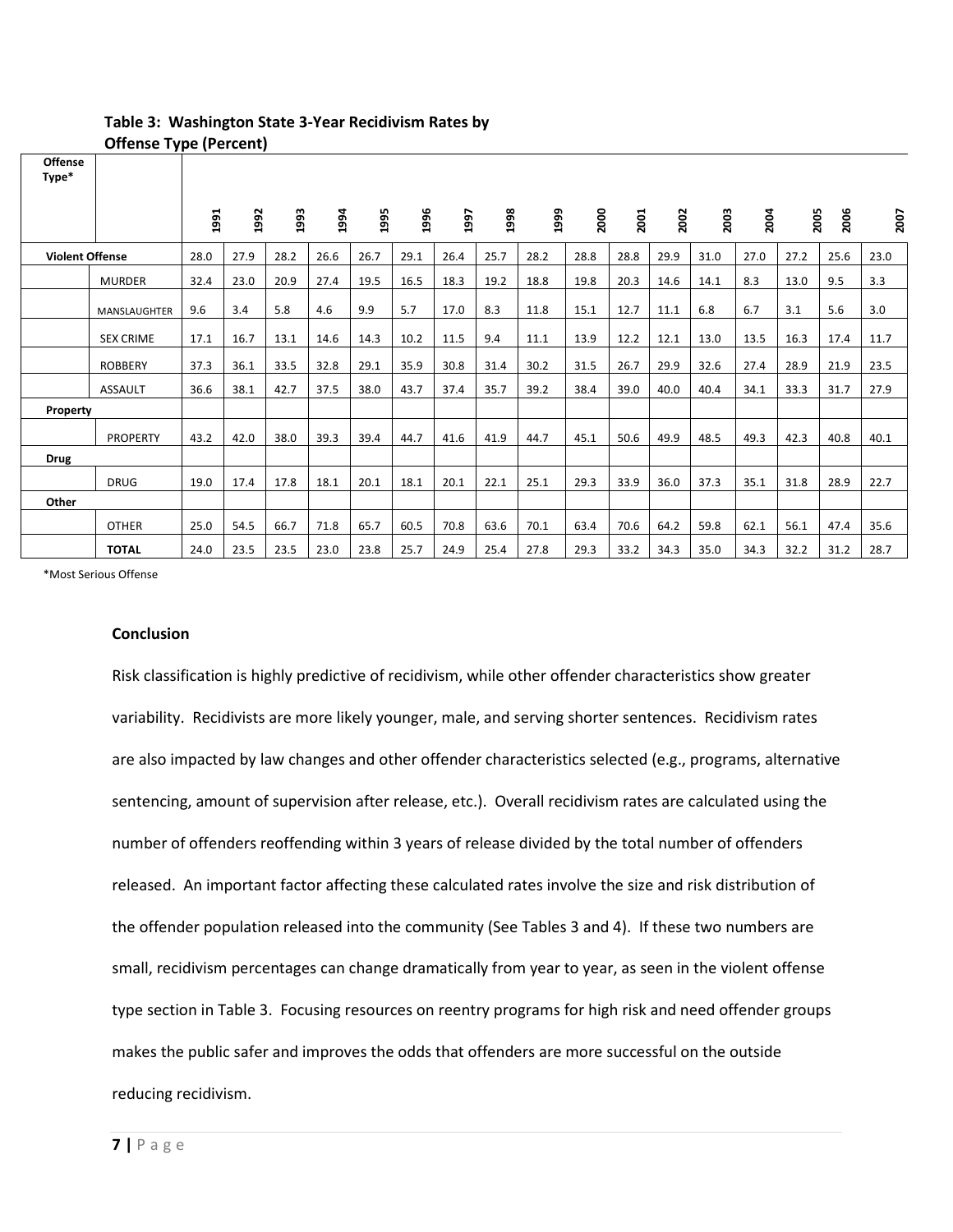**Table 3: Washington State 3-Year Recidivism Rates by Offense Type (Percent)**

| Offense Type* | | 1991 | 1992 | 1993 | 1994 | 1995 | 1996 | 1997 | 1998 | 1999 | 2000 | 2001 | 2002 | 2003 | 2004 | 2005 | 2006 | 2007 |
|---|---|---|---|---|---|---|---|---|---|---|---|---|---|---|---|---|---|---|
| **Violent Offense** | | 28.0 | 27.9 | 28.2 | 26.6 | 26.7 | 29.1 | 26.4 | 25.7 | 28.2 | 28.8 | 28.8 | 29.9 | 31.0 | 27.0 | 27.2 | 25.6 | 23.0 |
| | MURDER | 32.4 | 23.0 | 20.9 | 27.4 | 19.5 | 16.5 | 18.3 | 19.2 | 18.8 | 19.8 | 20.3 | 14.6 | 14.1 | 8.3 | 13.0 | 9.5 | 3.3 |
| | MANSLAUGHTER | 9.6 | 3.4 | 5.8 | 4.6 | 9.9 | 5.7 | 17.0 | 8.3 | 11.8 | 15.1 | 12.7 | 11.1 | 6.8 | 6.7 | 3.1 | 5.6 | 3.0 |
| | SEX CRIME | 17.1 | 16.7 | 13.1 | 14.6 | 14.3 | 10.2 | 11.5 | 9.4 | 11.1 | 13.9 | 12.2 | 12.1 | 13.0 | 13.5 | 16.3 | 17.4 | 11.7 |
| | ROBBERY | 37.3 | 36.1 | 33.5 | 32.8 | 29.1 | 35.9 | 30.8 | 31.4 | 30.2 | 31.5 | 26.7 | 29.9 | 32.6 | 27.4 | 28.9 | 21.9 | 23.5 |
| | ASSAULT | 36.6 | 38.1 | 42.7 | 37.5 | 38.0 | 43.7 | 37.4 | 35.7 | 39.2 | 38.4 | 39.0 | 40.0 | 40.4 | 34.1 | 33.3 | 31.7 | 27.9 |
| **Property** | | | | | | | | | | | | | | | | | | |
| | PROPERTY | 43.2 | 42.0 | 38.0 | 39.3 | 39.4 | 44.7 | 41.6 | 41.9 | 44.7 | 45.1 | 50.6 | 49.9 | 48.5 | 49.3 | 42.3 | 40.8 | 40.1 |
| **Drug** | | | | | | | | | | | | | | | | | | |
| | DRUG | 19.0 | 17.4 | 17.8 | 18.1 | 20.1 | 18.1 | 20.1 | 22.1 | 25.1 | 29.3 | 33.9 | 36.0 | 37.3 | 35.1 | 31.8 | 28.9 | 22.7 |
| **Other** | | | | | | | | | | | | | | | | | | |
| | OTHER | 25.0 | 54.5 | 66.7 | 71.8 | 65.7 | 60.5 | 70.8 | 63.6 | 70.1 | 63.4 | 70.6 | 64.2 | 59.8 | 62.1 | 56.1 | 47.4 | 35.6 |
| | **TOTAL** | 24.0 | 23.5 | 23.5 | 23.0 | 23.8 | 25.7 | 24.9 | 25.4 | 27.8 | 29.3 | 33.2 | 34.3 | 35.0 | 34.3 | 32.2 | 31.2 | 28.7 |

*Most Serious Offense

### Conclusion

Risk classification is highly predictive of recidivism, while other offender characteristics show greater variability. Recidivists are more likely younger, male, and serving shorter sentences. Recidivism rates are also impacted by law changes and other offender characteristics selected (e.g., programs, alternative sentencing, amount of supervision after release, etc.). Overall recidivism rates are calculated using the number of offenders reoffending within 3 years of release divided by the total number of offenders released. An important factor affecting these calculated rates involve the size and risk distribution of the offender population released into the community (See Tables 3 and 4). If these two numbers are small, recidivism percentages can change dramatically from year to year, as seen in the violent offense type section in Table 3. Focusing resources on reentry programs for high risk and need offender groups makes the public safer and improves the odds that offenders are more successful on the outside reducing recidivism.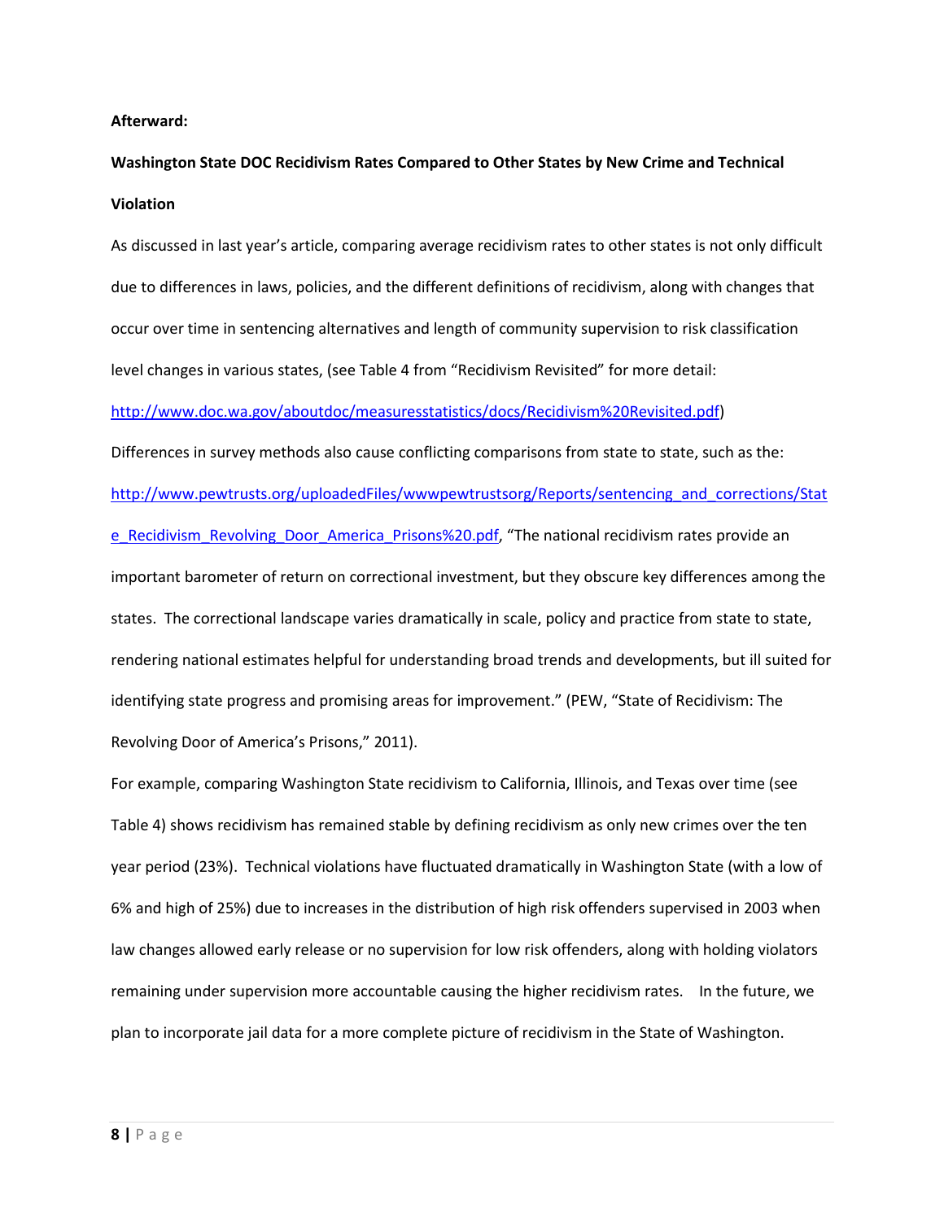**Afterward:**

**Washington State DOC Recidivism Rates Compared to Other States by New Crime and Technical Violation**

As discussed in last year's article, comparing average recidivism rates to other states is not only difficult due to differences in laws, policies, and the different definitions of recidivism, along with changes that occur over time in sentencing alternatives and length of community supervision to risk classification level changes in various states, (see Table 4 from "Recidivism Revisited" for more detail: http://www.doc.wa.gov/aboutdoc/measuresstatistics/docs/Recidivism%20Revisited.pdf)

Differences in survey methods also cause conflicting comparisons from state to state, such as the: http://www.pewtrusts.org/uploadedFiles/wwwpewtrustsorg/Reports/sentencing_and_corrections/State_Recidivism_Revolving_Door_America_Prisons%20.pdf, "The national recidivism rates provide an important barometer of return on correctional investment, but they obscure key differences among the states. The correctional landscape varies dramatically in scale, policy and practice from state to state, rendering national estimates helpful for understanding broad trends and developments, but ill suited for identifying state progress and promising areas for improvement." (PEW, "State of Recidivism: The Revolving Door of America's Prisons," 2011).

For example, comparing Washington State recidivism to California, Illinois, and Texas over time (see Table 4) shows recidivism has remained stable by defining recidivism as only new crimes over the ten year period (23%). Technical violations have fluctuated dramatically in Washington State (with a low of 6% and high of 25%) due to increases in the distribution of high risk offenders supervised in 2003 when law changes allowed early release or no supervision for low risk offenders, along with holding violators remaining under supervision more accountable causing the higher recidivism rates. In the future, we plan to incorporate jail data for a more complete picture of recidivism in the State of Washington.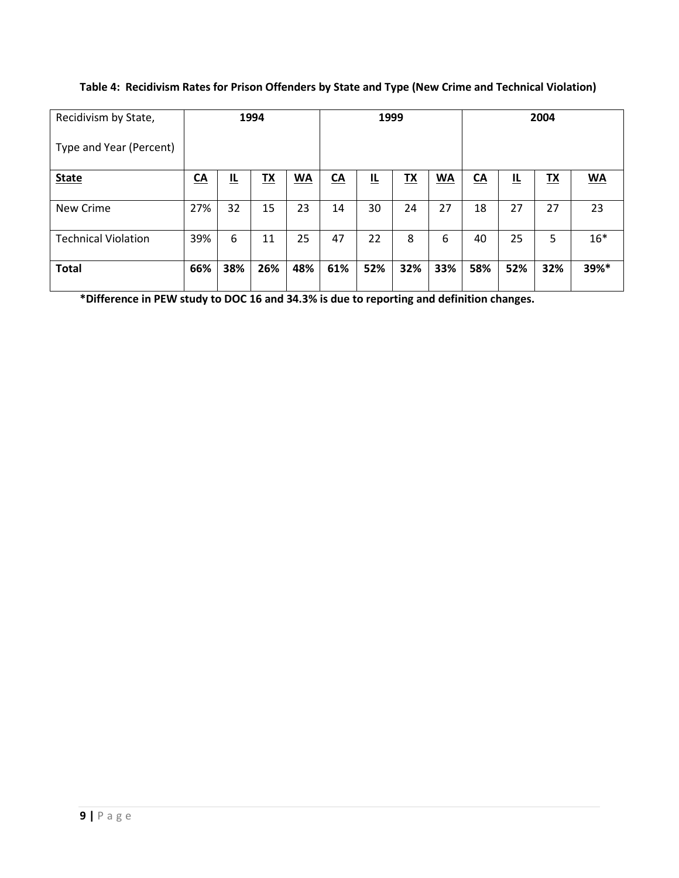**Table 4: Recidivism Rates for Prison Offenders by State and Type (New Crime and Technical Violation)**

| Recidivism by State, Type and Year (Percent) | 1994 | | | | 1999 | | | | 2004 | | | |
|---|---|---|---|---|---|---|---|---|---|---|---|---|
| **State** | **CA** | **IL** | **TX** | **WA** | **CA** | **IL** | **TX** | **WA** | **CA** | **IL** | **TX** | **WA** |
| New Crime | 27% | 32 | 15 | 23 | 14 | 30 | 24 | 27 | 18 | 27 | 27 | 23 |
| Technical Violation | 39% | 6 | 11 | 25 | 47 | 22 | 8 | 6 | 40 | 25 | 5 | 16* |
| **Total** | **66%** | **38%** | **26%** | **48%** | **61%** | **52%** | **32%** | **33%** | **58%** | **52%** | **32%** | **39%*** |

**\*Difference in PEW study to DOC 16 and 34.3% is due to reporting and definition changes.**